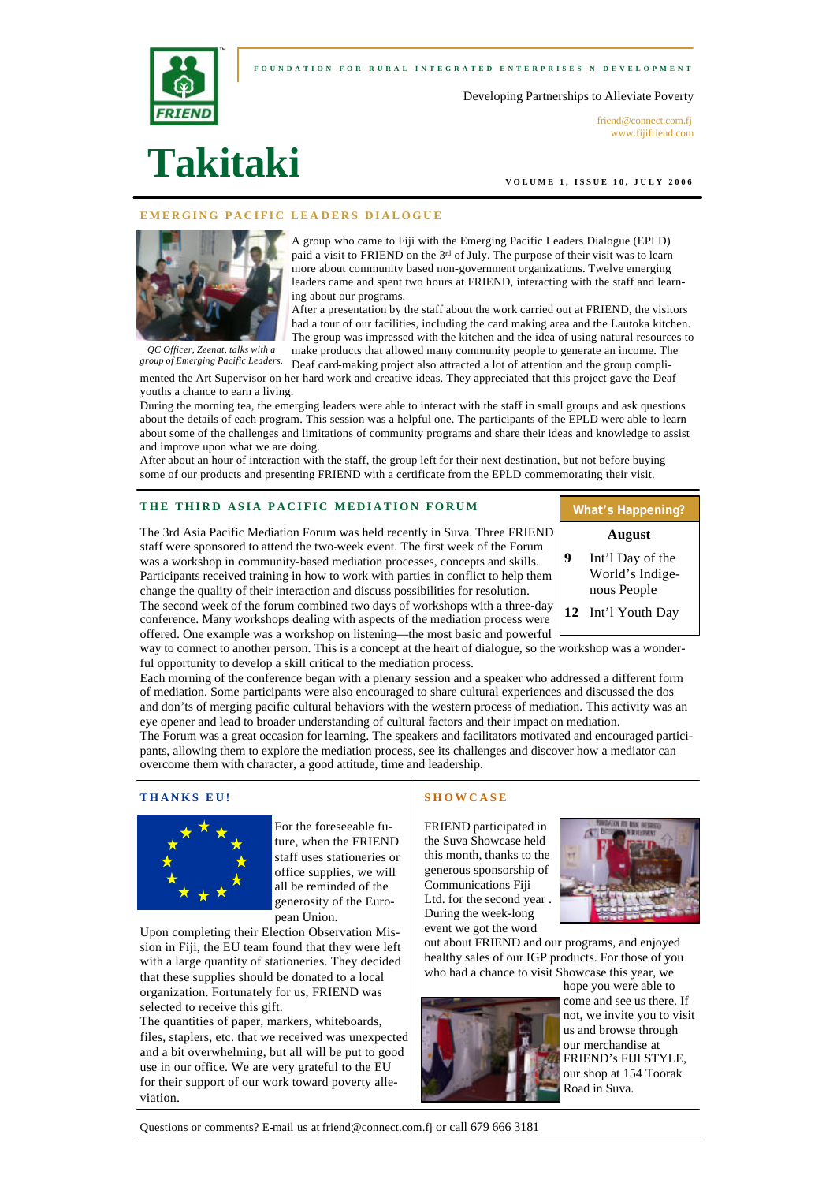FOUNDATION FOR RURAL INTEGRATED ENTERPRISES N DEVELOPMENT

Developing Partnerships to Alleviate Poverty

friend@connect.com.fj
www.fijifriend.com

# Takitaki

VOLUME 1, ISSUE 10, JULY 2006

## EMERGING PACIFIC LEADERS DIALOGUE

*QC Officer, Zeenat, talks with a group of Emerging Pacific Leaders.*

A group who came to Fiji with the Emerging Pacific Leaders Dialogue (EPLD) paid a visit to FRIEND on the 3rd of July. The purpose of their visit was to learn more about community based non-government organizations. Twelve emerging leaders came and spent two hours at FRIEND, interacting with the staff and learning about our programs.

After a presentation by the staff about the work carried out at FRIEND, the visitors had a tour of our facilities, including the card making area and the Lautoka kitchen. The group was impressed with the kitchen and the idea of using natural resources to make products that allowed many community people to generate an income. The Deaf card-making project also attracted a lot of attention and the group complimented the Art Supervisor on her hard work and creative ideas. They appreciated that this project gave the Deaf youths a chance to earn a living.

During the morning tea, the emerging leaders were able to interact with the staff in small groups and ask questions about the details of each program. This session was a helpful one. The participants of the EPLD were able to learn about some of the challenges and limitations of community programs and share their ideas and knowledge to assist and improve upon what we are doing.

After about an hour of interaction with the staff, the group left for their next destination, but not before buying some of our products and presenting FRIEND with a certificate from the EPLD commemorating their visit.

## THE THIRD ASIA PACIFIC MEDIATION FORUM

The 3rd Asia Pacific Mediation Forum was held recently in Suva. Three FRIEND staff were sponsored to attend the two-week event. The first week of the Forum was a workshop in community-based mediation processes, concepts and skills. Participants received training in how to work with parties in conflict to help them change the quality of their interaction and discuss possibilities for resolution.

The second week of the forum combined two days of workshops with a three-day conference. Many workshops dealing with aspects of the mediation process were offered. One example was a workshop on listening—the most basic and powerful way to connect to another person. This is a concept at the heart of dialogue, so the workshop was a wonderful opportunity to develop a skill critical to the mediation process.

Each morning of the conference began with a plenary session and a speaker who addressed a different form of mediation. Some participants were also encouraged to share cultural experiences and discussed the dos and don'ts of merging pacific cultural behaviors with the western process of mediation. This activity was an eye opener and lead to broader understanding of cultural factors and their impact on mediation.

The Forum was a great occasion for learning. The speakers and facilitators motivated and encouraged participants, allowing them to explore the mediation process, see its challenges and discover how a mediator can overcome them with character, a good attitude, time and leadership.

### What's Happening?

**August**

| | |
|---|---|
| **9** | Int'l Day of the World's Indigenous People |
| **12** | Int'l Youth Day |

## THANKS EU!

For the foreseeable future, when the FRIEND staff uses stationeries or office supplies, we will all be reminded of the generosity of the European Union.

Upon completing their Election Observation Mission in Fiji, the EU team found that they were left with a large quantity of stationeries. They decided that these supplies should be donated to a local organization. Fortunately for us, FRIEND was selected to receive this gift.

The quantities of paper, markers, whiteboards, files, staplers, etc. that we received was unexpected and a bit overwhelming, but all will be put to good use in our office. We are very grateful to the EU for their support of our work toward poverty alleviation.

## SHOWCASE

FRIEND participated in the Suva Showcase held this month, thanks to the generous sponsorship of Communications Fiji Ltd. for the second year . During the week-long event we got the word out about FRIEND and our programs, and enjoyed healthy sales of our IGP products. For those of you who had a chance to visit Showcase this year, we hope you were able to come and see us there. If not, we invite you to visit us and browse through our merchandise at FRIEND's FIJI STYLE, our shop at 154 Toorak Road in Suva.

Questions or comments? E-mail us at friend@connect.com.fj or call 679 666 3181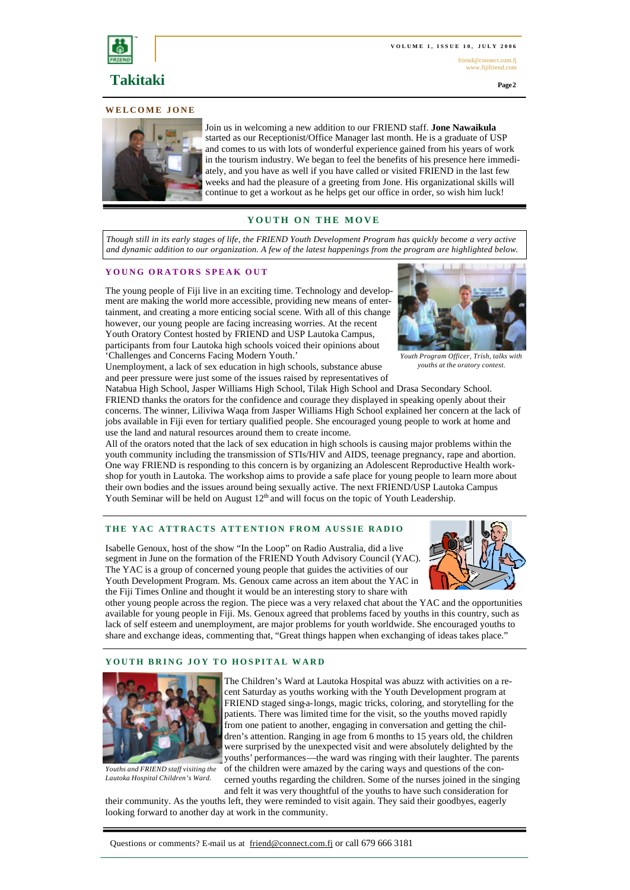# Takitaki

## WELCOME JONE

Join us in welcoming a new addition to our FRIEND staff. **Jone Nawaikula** started as our Receptionist/Office Manager last month. He is a graduate of USP and comes to us with lots of wonderful experience gained from his years of work in the tourism industry. We began to feel the benefits of his presence here immediately, and you have as well if you have called or visited FRIEND in the last few weeks and had the pleasure of a greeting from Jone. His organizational skills will continue to get a workout as he helps get our office in order, so wish him luck!

## YOUTH ON THE MOVE

*Though still in its early stages of life, the FRIEND Youth Development Program has quickly become a very active and dynamic addition to our organization. A few of the latest happenings from the program are highlighted below.*

### YOUNG ORATORS SPEAK OUT

The young people of Fiji live in an exciting time. Technology and development are making the world more accessible, providing new means of entertainment, and creating a more enticing social scene. With all of this change however, our young people are facing increasing worries. At the recent Youth Oratory Contest hosted by FRIEND and USP Lautoka Campus, participants from four Lautoka high schools voiced their opinions about 'Challenges and Concerns Facing Modern Youth.'

*Youth Program Officer, Trish, talks with youths at the oratory contest.*

Unemployment, a lack of sex education in high schools, substance abuse and peer pressure were just some of the issues raised by representatives of Natabua High School, Jasper Williams High School, Tilak High School and Drasa Secondary School. FRIEND thanks the orators for the confidence and courage they displayed in speaking openly about their concerns. The winner, Liliviwa Waqa from Jasper Williams High School explained her concern at the lack of jobs available in Fiji even for tertiary qualified people. She encouraged young people to work at home and use the land and natural resources around them to create income.

All of the orators noted that the lack of sex education in high schools is causing major problems within the youth community including the transmission of STIs/HIV and AIDS, teenage pregnancy, rape and abortion. One way FRIEND is responding to this concern is by organizing an Adolescent Reproductive Health workshop for youth in Lautoka. The workshop aims to provide a safe place for young people to learn more about their own bodies and the issues around being sexually active. The next FRIEND/USP Lautoka Campus Youth Seminar will be held on August 12th and will focus on the topic of Youth Leadership.

### THE YAC ATTRACTS ATTENTION FROM AUSSIE RADIO

Isabelle Genoux, host of the show "In the Loop" on Radio Australia, did a live segment in June on the formation of the FRIEND Youth Advisory Council (YAC). The YAC is a group of concerned young people that guides the activities of our Youth Development Program. Ms. Genoux came across an item about the YAC in the Fiji Times Online and thought it would be an interesting story to share with other young people across the region. The piece was a very relaxed chat about the YAC and the opportunities available for young people in Fiji. Ms. Genoux agreed that problems faced by youths in this country, such as lack of self esteem and unemployment, are major problems for youth worldwide. She encouraged youths to share and exchange ideas, commenting that, "Great things happen when exchanging of ideas takes place."

### YOUTH BRING JOY TO HOSPITAL WARD

*Youths and FRIEND staff visiting the Lautoka Hospital Children's Ward.*

The Children's Ward at Lautoka Hospital was abuzz with activities on a recent Saturday as youths working with the Youth Development program at FRIEND staged sing-a-longs, magic tricks, coloring, and storytelling for the patients. There was limited time for the visit, so the youths moved rapidly from one patient to another, engaging in conversation and getting the children's attention. Ranging in age from 6 months to 15 years old, the children were surprised by the unexpected visit and were absolutely delighted by the youths' performances—the ward was ringing with their laughter. The parents of the children were amazed by the caring ways and questions of the concerned youths regarding the children. Some of the nurses joined in the singing and felt it was very thoughtful of the youths to have such consideration for their community. As the youths left, they were reminded to visit again. They said their goodbyes, eagerly looking forward to another day at work in the community.

Questions or comments? E-mail us at friend@connect.com.fj or call 679 666 3181